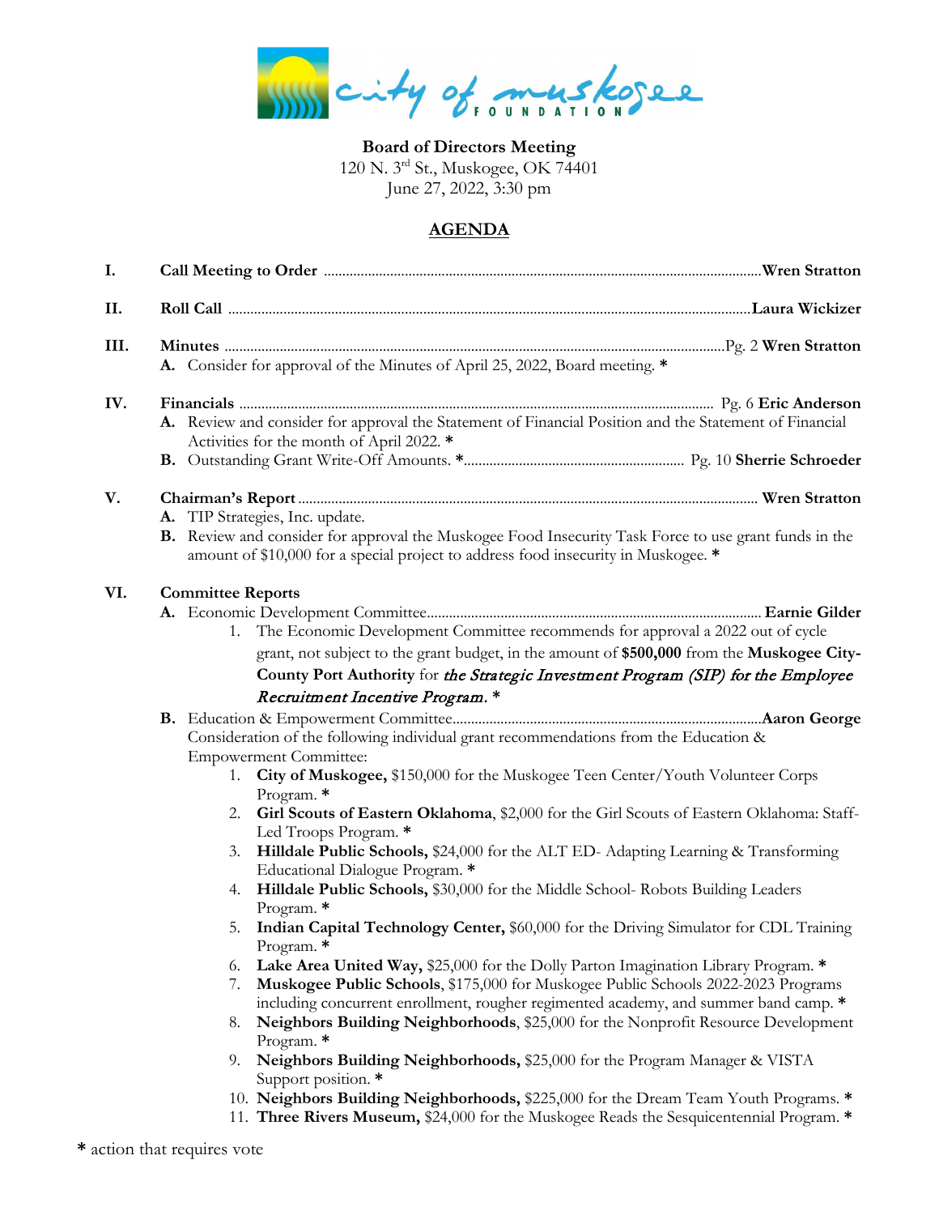city of muskogee FOUNDATION

**Board of Directors Meeting**
120 N. 3rd St., Muskogee, OK 74401
June 27, 2022, 3:30 pm

## AGENDA

**I. Call Meeting to Order** ........ **Wren Stratton**

**II. Roll Call** ........ **Laura Wickizer**

**III. Minutes** ........ Pg. 2 **Wren Stratton**

- **A.** Consider for approval of the Minutes of April 25, 2022, Board meeting. *

**IV. Financials** ........ Pg. 6 **Eric Anderson**

- **A.** Review and consider for approval the Statement of Financial Position and the Statement of Financial Activities for the month of April 2022. *
- **B.** Outstanding Grant Write-Off Amounts. *........ Pg. 10 **Sherrie Schroeder**

**V. Chairman's Report** ........ **Wren Stratton**

- **A.** TIP Strategies, Inc. update.
- **B.** Review and consider for approval the Muskogee Food Insecurity Task Force to use grant funds in the amount of $10,000 for a special project to address food insecurity in Muskogee. *

**VI. Committee Reports**

- **A.** Economic Development Committee........ **Earnie Gilder**
  1. The Economic Development Committee recommends for approval a 2022 out of cycle grant, not subject to the grant budget, in the amount of **$500,000** from the **Muskogee City-County Port Authority** for ***the Strategic Investment Program (SIP) for the Employee Recruitment Incentive Program.*** *
- **B.** Education & Empowerment Committee........ **Aaron George**

  Consideration of the following individual grant recommendations from the Education & Empowerment Committee:
  1. **City of Muskogee,** $150,000 for the Muskogee Teen Center/Youth Volunteer Corps Program. *
  2. **Girl Scouts of Eastern Oklahoma**, $2,000 for the Girl Scouts of Eastern Oklahoma: Staff-Led Troops Program. *
  3. **Hilldale Public Schools,** $24,000 for the ALT ED- Adapting Learning & Transforming Educational Dialogue Program. *
  4. **Hilldale Public Schools,** $30,000 for the Middle School- Robots Building Leaders Program. *
  5. **Indian Capital Technology Center,** $60,000 for the Driving Simulator for CDL Training Program. *
  6. **Lake Area United Way,** $25,000 for the Dolly Parton Imagination Library Program. *
  7. **Muskogee Public Schools**, $175,000 for Muskogee Public Schools 2022-2023 Programs including concurrent enrollment, rougher regimented academy, and summer band camp. *
  8. **Neighbors Building Neighborhoods**, $25,000 for the Nonprofit Resource Development Program. *
  9. **Neighbors Building Neighborhoods,** $25,000 for the Program Manager & VISTA Support position. *
  10. **Neighbors Building Neighborhoods,** $225,000 for the Dream Team Youth Programs. *
  11. **Three Rivers Museum,** $24,000 for the Muskogee Reads the Sesquicentennial Program. *

\* action that requires vote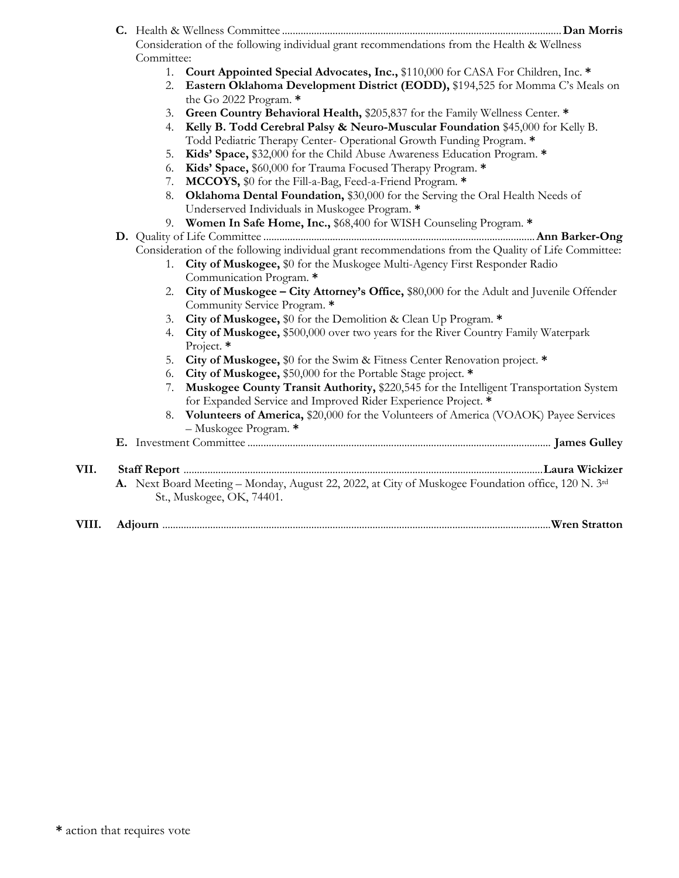**C.** Health & Wellness Committee ........................................................................................................ **Dan Morris**

Consideration of the following individual grant recommendations from the Health & Wellness Committee:

1. **Court Appointed Special Advocates, Inc.,** $110,000 for CASA For Children, Inc. **\***
2. **Eastern Oklahoma Development District (EODD),** $194,525 for Momma C's Meals on the Go 2022 Program. **\***
3. **Green Country Behavioral Health,** $205,837 for the Family Wellness Center. **\***
4. **Kelly B. Todd Cerebral Palsy & Neuro-Muscular Foundation** $45,000 for Kelly B. Todd Pediatric Therapy Center- Operational Growth Funding Program. **\***
5. **Kids' Space,** $32,000 for the Child Abuse Awareness Education Program. **\***
6. **Kids' Space,** $60,000 for Trauma Focused Therapy Program. **\***
7. **MCCOYS,** $0 for the Fill-a-Bag, Feed-a-Friend Program. **\***
8. **Oklahoma Dental Foundation,** $30,000 for the Serving the Oral Health Needs of Underserved Individuals in Muskogee Program. **\***
9. **Women In Safe Home, Inc.,** $68,400 for WISH Counseling Program. **\***

**D.** Quality of Life Committee .................................................................................................... **Ann Barker-Ong**

Consideration of the following individual grant recommendations from the Quality of Life Committee:

1. **City of Muskogee,** $0 for the Muskogee Multi-Agency First Responder Radio Communication Program. **\***
2. **City of Muskogee – City Attorney's Office,** $80,000 for the Adult and Juvenile Offender Community Service Program. **\***
3. **City of Muskogee,** $0 for the Demolition & Clean Up Program. **\***
4. **City of Muskogee,** $500,000 over two years for the River Country Family Waterpark Project. **\***
5. **City of Muskogee,** $0 for the Swim & Fitness Center Renovation project. **\***
6. **City of Muskogee,** $50,000 for the Portable Stage project. **\***
7. **Muskogee County Transit Authority,** $220,545 for the Intelligent Transportation System for Expanded Service and Improved Rider Experience Project. **\***
8. **Volunteers of America,** $20,000 for the Volunteers of America (VOAOK) Payee Services – Muskogee Program. **\***

**E.** Investment Committee ................................................................................................ **James Gulley**

**VII. Staff Report** ..................................................................................................................... **Laura Wickizer**

**A.** Next Board Meeting – Monday, August 22, 2022, at City of Muskogee Foundation office, 120 N. 3rd St., Muskogee, OK, 74401.

**VIII. Adjourn** ............................................................................................................................... **Wren Stratton**

**\*** action that requires vote